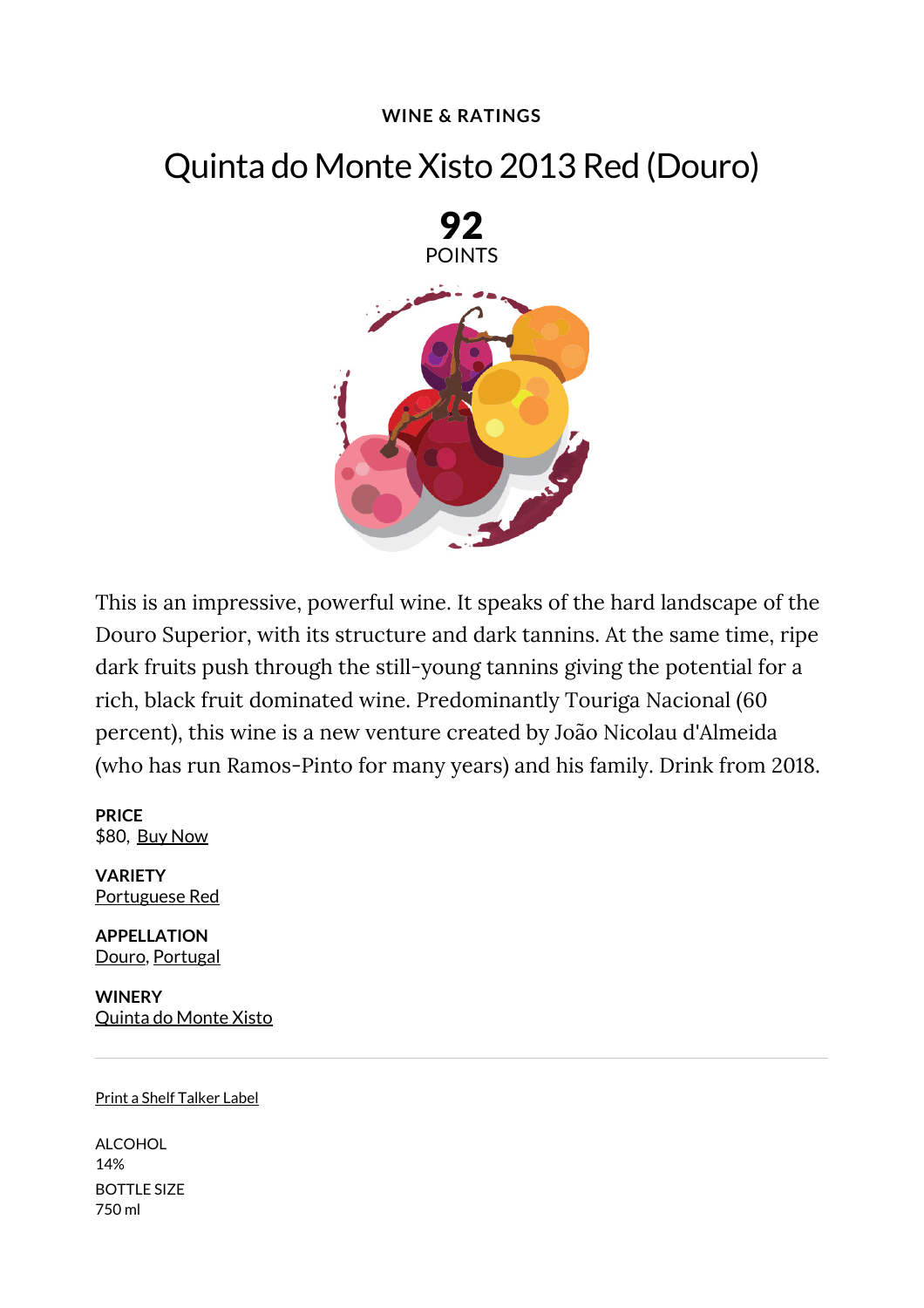**WINE & RATINGS**

# Quinta do Monte Xisto 2013 Red (Douro)

**92**
POINTS

This is an impressive, powerful wine. It speaks of the hard landscape of the Douro Superior, with its structure and dark tannins. At the same time, ripe dark fruits push through the still-young tannins giving the potential for a rich, black fruit dominated wine. Predominantly Touriga Nacional (60 percent), this wine is a new venture created by João Nicolau d'Almeida (who has run Ramos-Pinto for many years) and his family. Drink from 2018.

**PRICE**
$80, Buy Now

**VARIETY**
Portuguese Red

**APPELLATION**
Douro, Portugal

**WINERY**
Quinta do Monte Xisto

---

Print a Shelf Talker Label

ALCOHOL
14%

BOTTLE SIZE
750 ml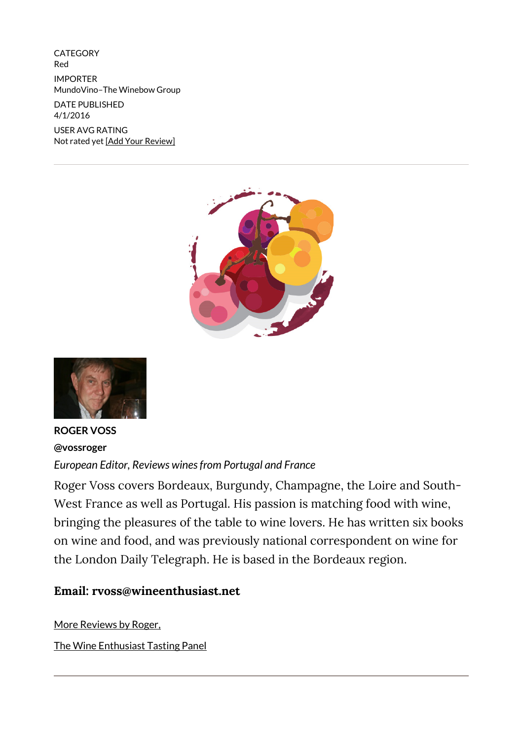CATEGORY
Red

IMPORTER
MundoVino–The Winebow Group

DATE PUBLISHED
4/1/2016

USER AVG RATING
Not rated yet [Add Your Review]

---

**ROGER VOSS**

**@vossroger**

*European Editor, Reviews wines from Portugal and France*

Roger Voss covers Bordeaux, Burgundy, Champagne, the Loire and South-West France as well as Portugal. His passion is matching food with wine, bringing the pleasures of the table to wine lovers. He has written six books on wine and food, and was previously national correspondent on wine for the London Daily Telegraph. He is based in the Bordeaux region.

**Email: rvoss@wineenthusiast.net**

More Reviews by Roger,

The Wine Enthusiast Tasting Panel

---